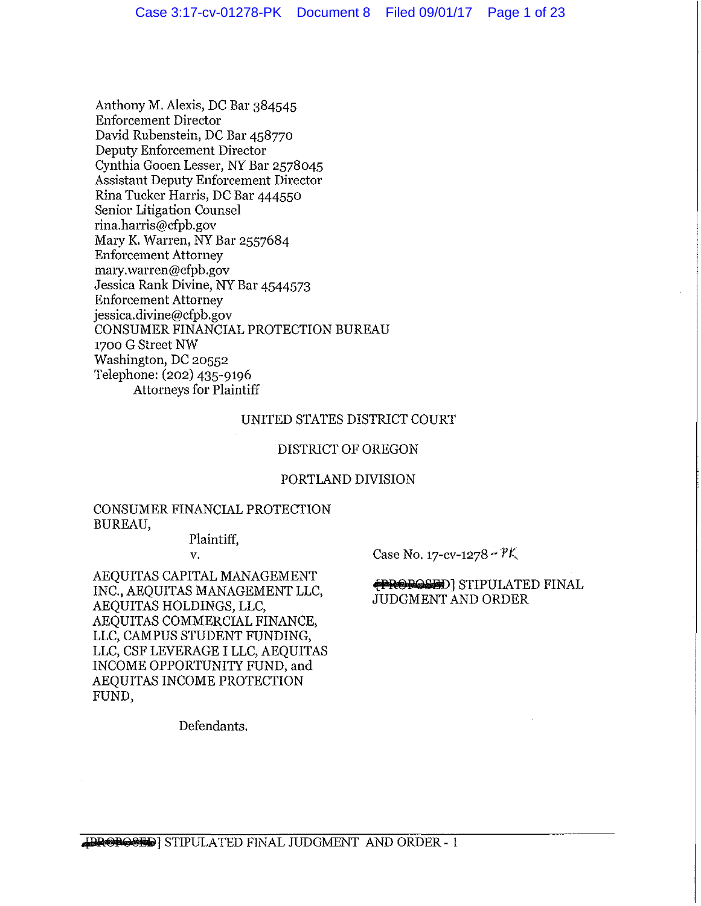Anthony M. Alexis, DC Bar 384545
Enforcement Director
David Rubenstein, DC Bar 458770
Deputy Enforcement Director
Cynthia Gooen Lesser, NY Bar 2578045
Assistant Deputy Enforcement Director
Rina Tucker Harris, DC Bar 444550
Senior Litigation Counsel
rina.harris@cfpb.gov
Mary K. Warren, NY Bar 2557684
Enforcement Attorney
mary.warren@cfpb.gov
Jessica Rank Divine, NY Bar 4544573
Enforcement Attorney
jessica.divine@cfpb.gov
CONSUMER FINANCIAL PROTECTION BUREAU
1700 G Street NW
Washington, DC 20552
Telephone: (202) 435-9196
Attorneys for Plaintiff

UNITED STATES DISTRICT COURT

DISTRICT OF OREGON

PORTLAND DIVISION

CONSUMER FINANCIAL PROTECTION BUREAU,

Plaintiff,

v.

AEQUITAS CAPITAL MANAGEMENT INC., AEQUITAS MANAGEMENT LLC, AEQUITAS HOLDINGS, LLC, AEQUITAS COMMERCIAL FINANCE, LLC, CAMPUS STUDENT FUNDING, LLC, CSF LEVERAGE I LLC, AEQUITAS INCOME OPPORTUNITY FUND, and AEQUITAS INCOME PROTECTION FUND,

Defendants.

Case No. 17-cv-1278 - PK

~~[PROPOSED]~~ STIPULATED FINAL JUDGMENT AND ORDER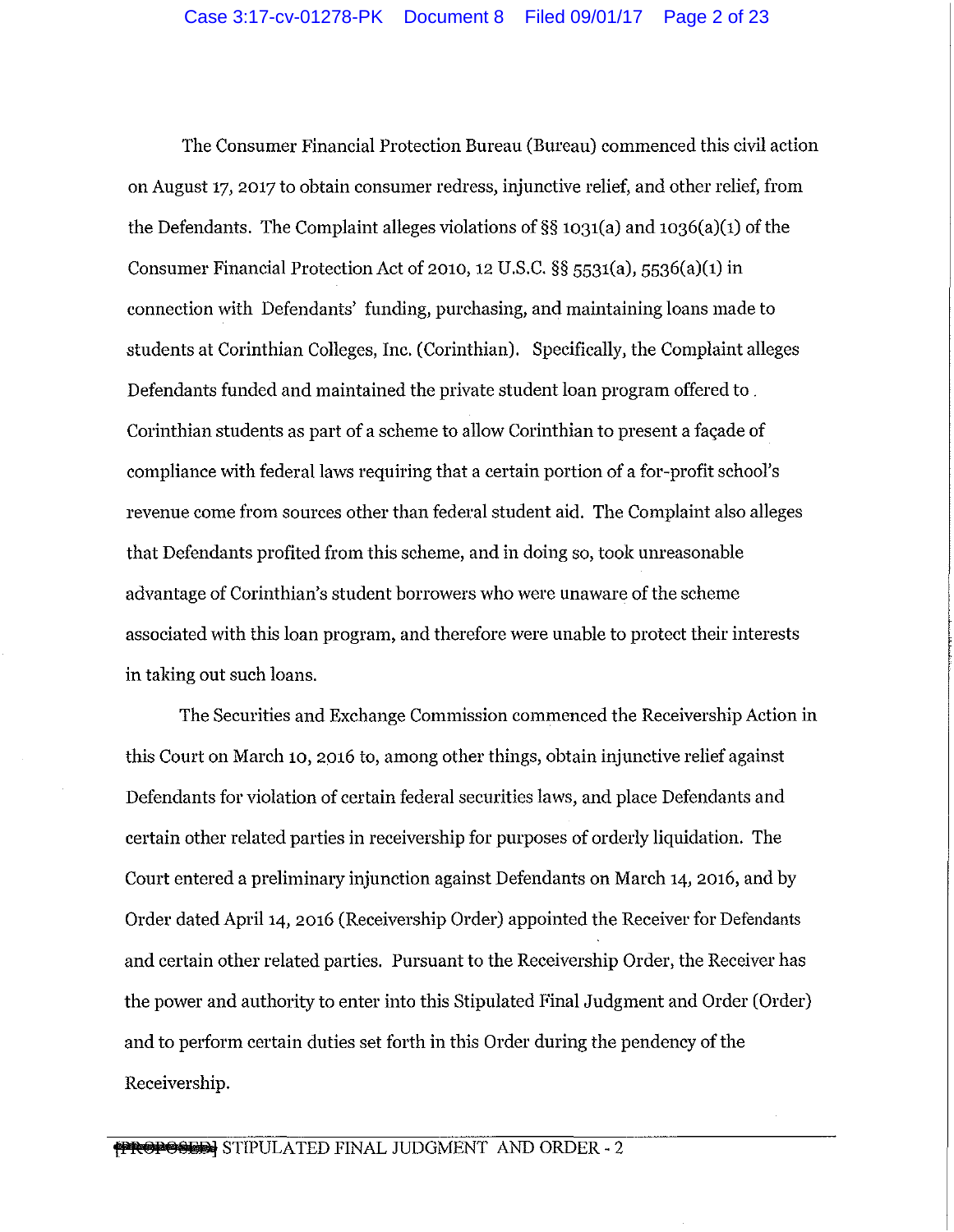The Consumer Financial Protection Bureau (Bureau) commenced this civil action on August 17, 2017 to obtain consumer redress, injunctive relief, and other relief, from the Defendants. The Complaint alleges violations of §§ 1031(a) and 1036(a)(1) of the Consumer Financial Protection Act of 2010, 12 U.S.C. §§ 5531(a), 5536(a)(1) in connection with Defendants' funding, purchasing, and maintaining loans made to students at Corinthian Colleges, Inc. (Corinthian). Specifically, the Complaint alleges Defendants funded and maintained the private student loan program offered to Corinthian students as part of a scheme to allow Corinthian to present a façade of compliance with federal laws requiring that a certain portion of a for-profit school's revenue come from sources other than federal student aid. The Complaint also alleges that Defendants profited from this scheme, and in doing so, took unreasonable advantage of Corinthian's student borrowers who were unaware of the scheme associated with this loan program, and therefore were unable to protect their interests in taking out such loans.

The Securities and Exchange Commission commenced the Receivership Action in this Court on March 10, 2016 to, among other things, obtain injunctive relief against Defendants for violation of certain federal securities laws, and place Defendants and certain other related parties in receivership for purposes of orderly liquidation. The Court entered a preliminary injunction against Defendants on March 14, 2016, and by Order dated April 14, 2016 (Receivership Order) appointed the Receiver for Defendants and certain other related parties. Pursuant to the Receivership Order, the Receiver has the power and authority to enter into this Stipulated Final Judgment and Order (Order) and to perform certain duties set forth in this Order during the pendency of the Receivership.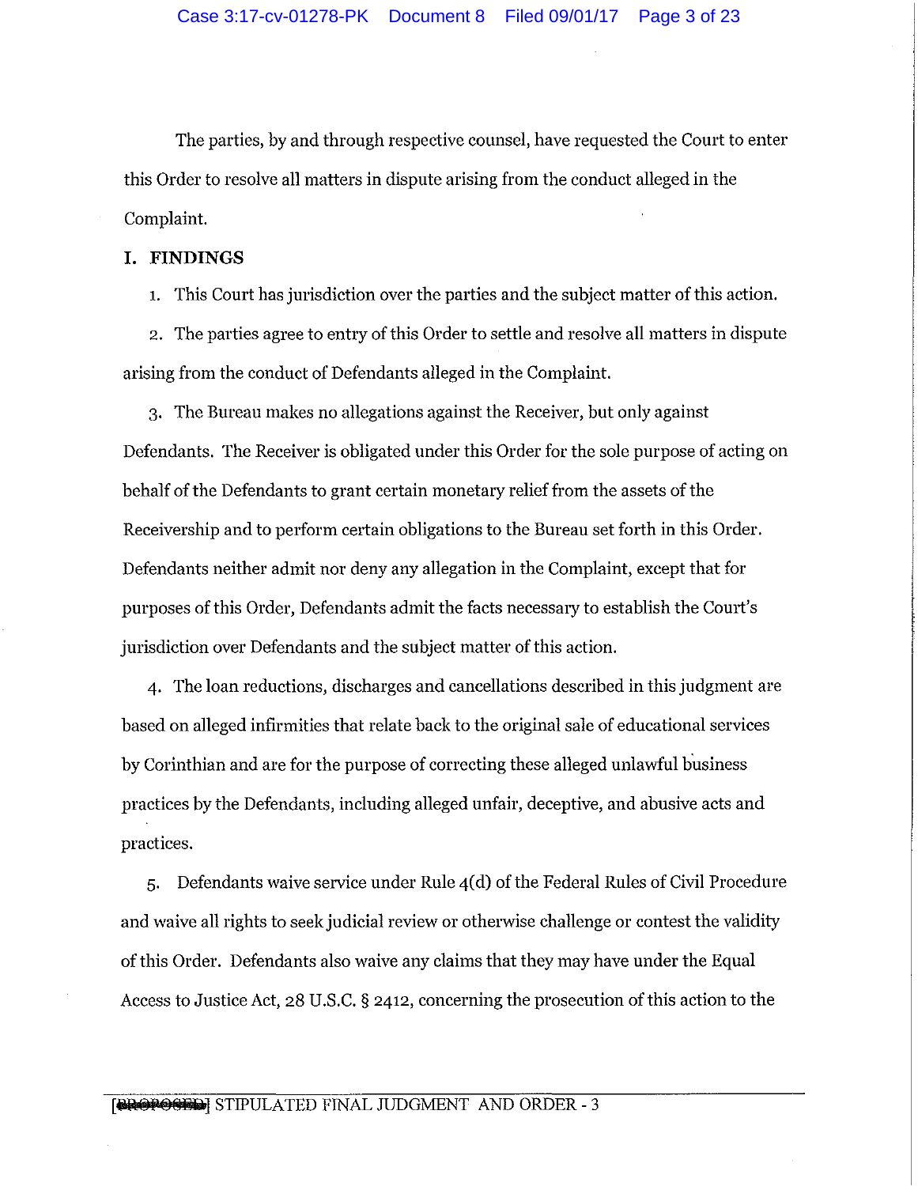The parties, by and through respective counsel, have requested the Court to enter this Order to resolve all matters in dispute arising from the conduct alleged in the Complaint.

## I. FINDINGS

1. This Court has jurisdiction over the parties and the subject matter of this action.

2. The parties agree to entry of this Order to settle and resolve all matters in dispute arising from the conduct of Defendants alleged in the Complaint.

3. The Bureau makes no allegations against the Receiver, but only against Defendants. The Receiver is obligated under this Order for the sole purpose of acting on behalf of the Defendants to grant certain monetary relief from the assets of the Receivership and to perform certain obligations to the Bureau set forth in this Order. Defendants neither admit nor deny any allegation in the Complaint, except that for purposes of this Order, Defendants admit the facts necessary to establish the Court's jurisdiction over Defendants and the subject matter of this action.

4. The loan reductions, discharges and cancellations described in this judgment are based on alleged infirmities that relate back to the original sale of educational services by Corinthian and are for the purpose of correcting these alleged unlawful business practices by the Defendants, including alleged unfair, deceptive, and abusive acts and practices.

5. Defendants waive service under Rule 4(d) of the Federal Rules of Civil Procedure and waive all rights to seek judicial review or otherwise challenge or contest the validity of this Order. Defendants also waive any claims that they may have under the Equal Access to Justice Act, 28 U.S.C. § 2412, concerning the prosecution of this action to the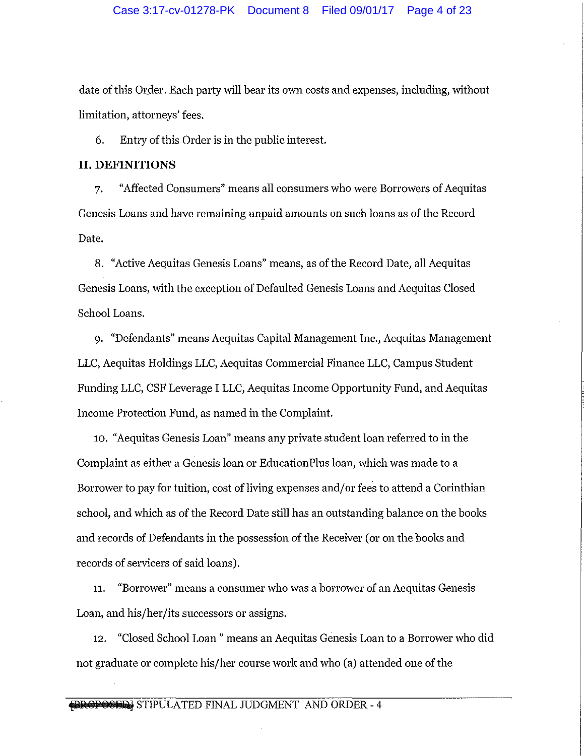date of this Order. Each party will bear its own costs and expenses, including, without limitation, attorneys' fees.

6. Entry of this Order is in the public interest.

## II. DEFINITIONS

7. "Affected Consumers" means all consumers who were Borrowers of Aequitas Genesis Loans and have remaining unpaid amounts on such loans as of the Record Date.

8. "Active Aequitas Genesis Loans" means, as of the Record Date, all Aequitas Genesis Loans, with the exception of Defaulted Genesis Loans and Aequitas Closed School Loans.

9. "Defendants" means Aequitas Capital Management Inc., Aequitas Management LLC, Aequitas Holdings LLC, Aequitas Commercial Finance LLC, Campus Student Funding LLC, CSF Leverage I LLC, Aequitas Income Opportunity Fund, and Aequitas Income Protection Fund, as named in the Complaint.

10. "Aequitas Genesis Loan" means any private student loan referred to in the Complaint as either a Genesis loan or EducationPlus loan, which was made to a Borrower to pay for tuition, cost of living expenses and/or fees to attend a Corinthian school, and which as of the Record Date still has an outstanding balance on the books and records of Defendants in the possession of the Receiver (or on the books and records of servicers of said loans).

11. "Borrower" means a consumer who was a borrower of an Aequitas Genesis Loan, and his/her/its successors or assigns.

12. "Closed School Loan" means an Aequitas Genesis Loan to a Borrower who did not graduate or complete his/her course work and who (a) attended one of the

[PROPOSED] STIPULATED FINAL JUDGMENT AND ORDER - 4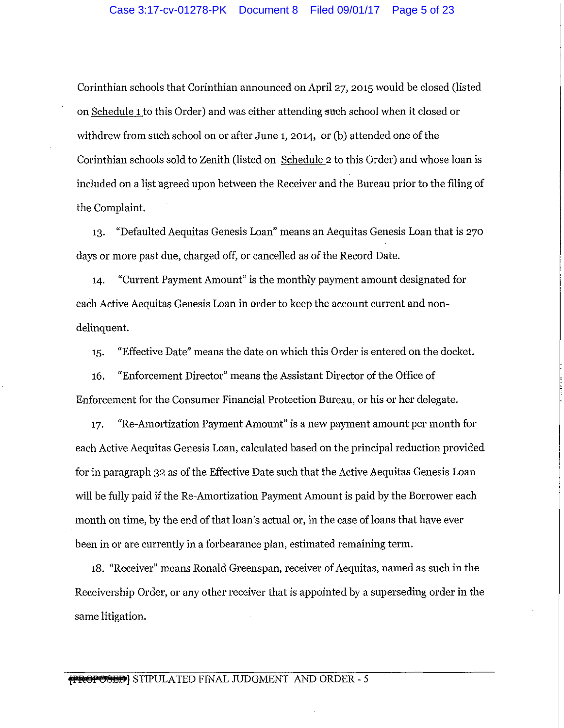Corinthian schools that Corinthian announced on April 27, 2015 would be closed (listed on Schedule 1 to this Order) and was either attending such school when it closed or withdrew from such school on or after June 1, 2014, or (b) attended one of the Corinthian schools sold to Zenith (listed on Schedule 2 to this Order) and whose loan is included on a list agreed upon between the Receiver and the Bureau prior to the filing of the Complaint.

13. "Defaulted Aequitas Genesis Loan" means an Aequitas Genesis Loan that is 270 days or more past due, charged off, or cancelled as of the Record Date.

14. "Current Payment Amount" is the monthly payment amount designated for each Active Aequitas Genesis Loan in order to keep the account current and non-delinquent.

15. "Effective Date" means the date on which this Order is entered on the docket.

16. "Enforcement Director" means the Assistant Director of the Office of Enforcement for the Consumer Financial Protection Bureau, or his or her delegate.

17. "Re-Amortization Payment Amount" is a new payment amount per month for each Active Aequitas Genesis Loan, calculated based on the principal reduction provided for in paragraph 32 as of the Effective Date such that the Active Aequitas Genesis Loan will be fully paid if the Re-Amortization Payment Amount is paid by the Borrower each month on time, by the end of that loan's actual or, in the case of loans that have ever been in or are currently in a forbearance plan, estimated remaining term.

18. "Receiver" means Ronald Greenspan, receiver of Aequitas, named as such in the Receivership Order, or any other receiver that is appointed by a superseding order in the same litigation.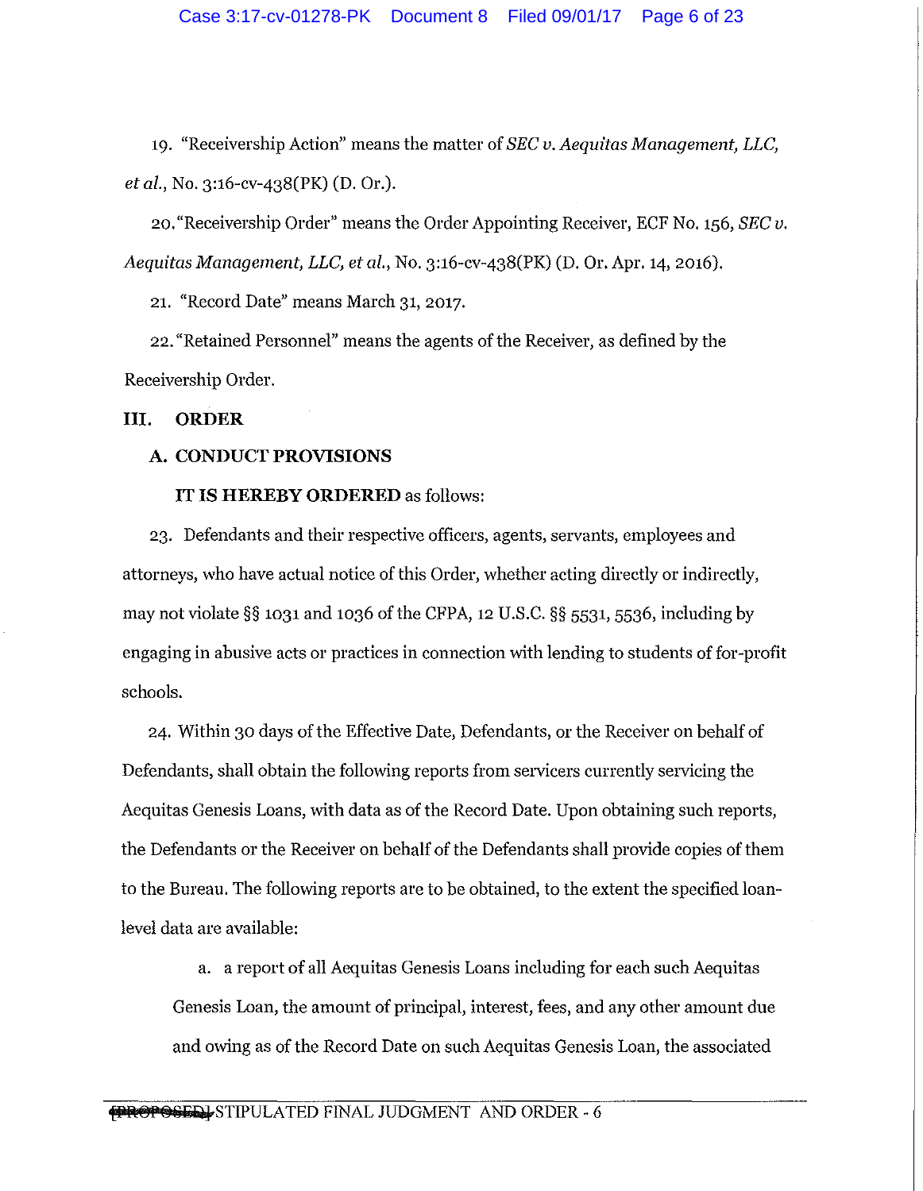19. "Receivership Action" means the matter of *SEC v. Aequitas Management, LLC, et al.*, No. 3:16-cv-438(PK) (D. Or.).

20. "Receivership Order" means the Order Appointing Receiver, ECF No. 156, *SEC v. Aequitas Management, LLC, et al.*, No. 3:16-cv-438(PK) (D. Or. Apr. 14, 2016).

21. "Record Date" means March 31, 2017.

22. "Retained Personnel" means the agents of the Receiver, as defined by the Receivership Order.

## III. ORDER

### A. CONDUCT PROVISIONS

**IT IS HEREBY ORDERED** as follows:

23. Defendants and their respective officers, agents, servants, employees and attorneys, who have actual notice of this Order, whether acting directly or indirectly, may not violate §§ 1031 and 1036 of the CFPA, 12 U.S.C. §§ 5531, 5536, including by engaging in abusive acts or practices in connection with lending to students of for-profit schools.

24. Within 30 days of the Effective Date, Defendants, or the Receiver on behalf of Defendants, shall obtain the following reports from servicers currently servicing the Aequitas Genesis Loans, with data as of the Record Date. Upon obtaining such reports, the Defendants or the Receiver on behalf of the Defendants shall provide copies of them to the Bureau. The following reports are to be obtained, to the extent the specified loan-level data are available:

a. a report of all Aequitas Genesis Loans including for each such Aequitas Genesis Loan, the amount of principal, interest, fees, and any other amount due and owing as of the Record Date on such Aequitas Genesis Loan, the associated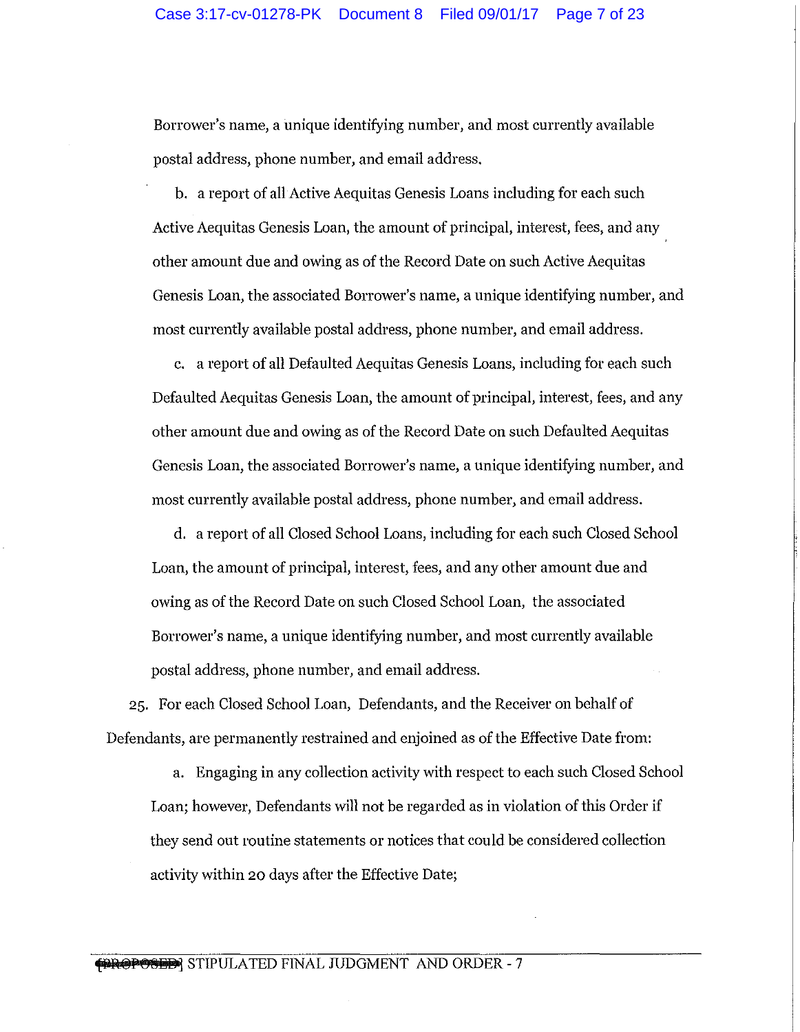Borrower's name, a unique identifying number, and most currently available postal address, phone number, and email address.

b. a report of all Active Aequitas Genesis Loans including for each such Active Aequitas Genesis Loan, the amount of principal, interest, fees, and any other amount due and owing as of the Record Date on such Active Aequitas Genesis Loan, the associated Borrower's name, a unique identifying number, and most currently available postal address, phone number, and email address.

c. a report of all Defaulted Aequitas Genesis Loans, including for each such Defaulted Aequitas Genesis Loan, the amount of principal, interest, fees, and any other amount due and owing as of the Record Date on such Defaulted Aequitas Genesis Loan, the associated Borrower's name, a unique identifying number, and most currently available postal address, phone number, and email address.

d. a report of all Closed School Loans, including for each such Closed School Loan, the amount of principal, interest, fees, and any other amount due and owing as of the Record Date on such Closed School Loan, the associated Borrower's name, a unique identifying number, and most currently available postal address, phone number, and email address.

25. For each Closed School Loan, Defendants, and the Receiver on behalf of Defendants, are permanently restrained and enjoined as of the Effective Date from:

a. Engaging in any collection activity with respect to each such Closed School Loan; however, Defendants will not be regarded as in violation of this Order if they send out routine statements or notices that could be considered collection activity within 20 days after the Effective Date;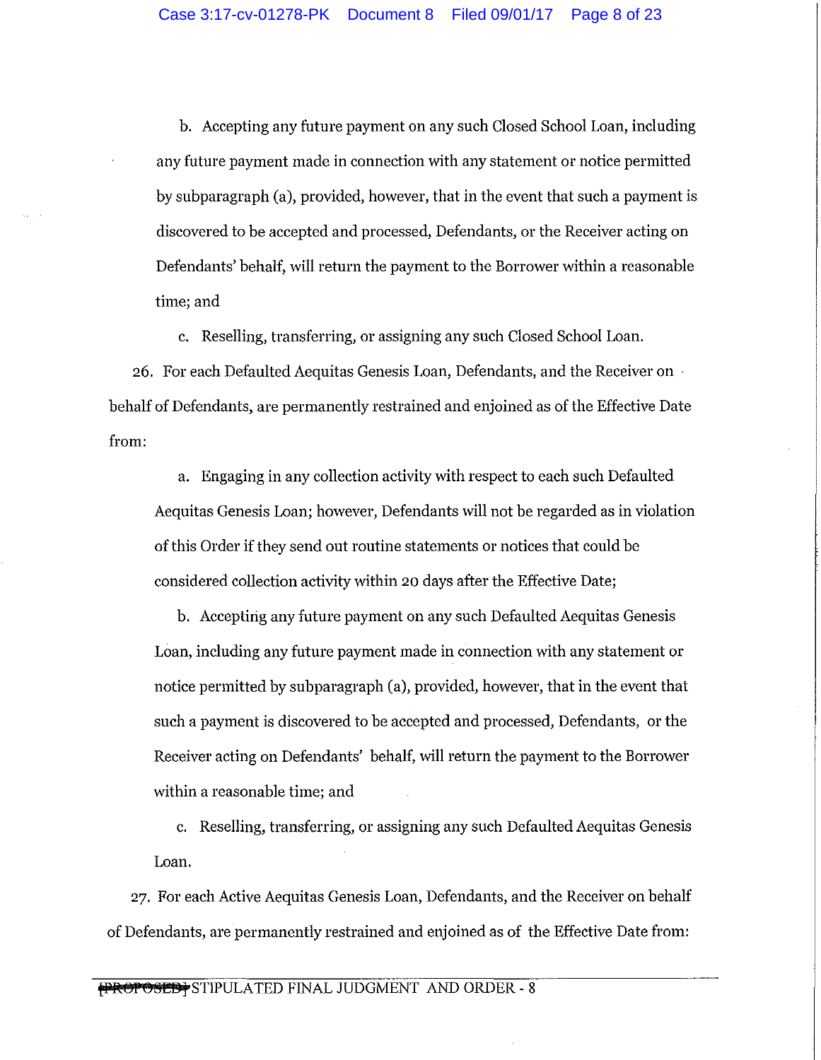b. Accepting any future payment on any such Closed School Loan, including any future payment made in connection with any statement or notice permitted by subparagraph (a), provided, however, that in the event that such a payment is discovered to be accepted and processed, Defendants, or the Receiver acting on Defendants' behalf, will return the payment to the Borrower within a reasonable time; and

c. Reselling, transferring, or assigning any such Closed School Loan.

26. For each Defaulted Aequitas Genesis Loan, Defendants, and the Receiver on behalf of Defendants, are permanently restrained and enjoined as of the Effective Date from:

a. Engaging in any collection activity with respect to each such Defaulted Aequitas Genesis Loan; however, Defendants will not be regarded as in violation of this Order if they send out routine statements or notices that could be considered collection activity within 20 days after the Effective Date;

b. Accepting any future payment on any such Defaulted Aequitas Genesis Loan, including any future payment made in connection with any statement or notice permitted by subparagraph (a), provided, however, that in the event that such a payment is discovered to be accepted and processed, Defendants, or the Receiver acting on Defendants' behalf, will return the payment to the Borrower within a reasonable time; and

c. Reselling, transferring, or assigning any such Defaulted Aequitas Genesis Loan.

27. For each Active Aequitas Genesis Loan, Defendants, and the Receiver on behalf of Defendants, are permanently restrained and enjoined as of the Effective Date from: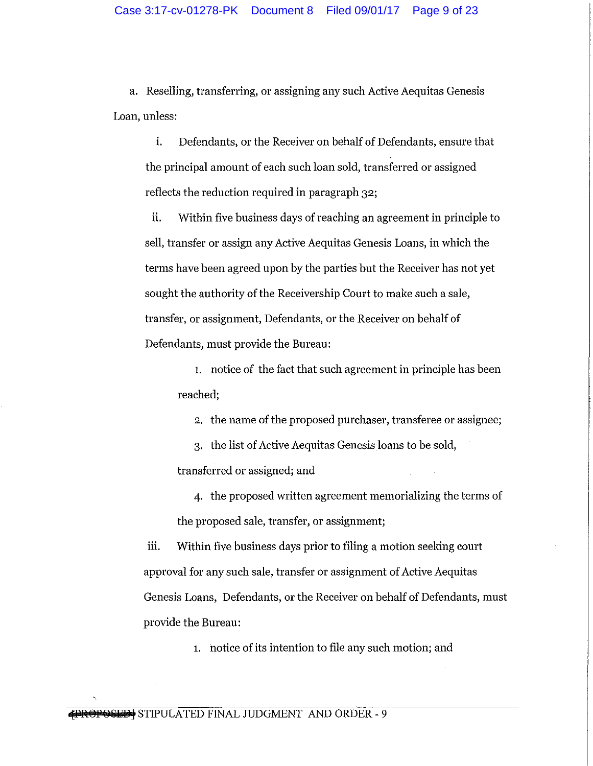a. Reselling, transferring, or assigning any such Active Aequitas Genesis Loan, unless:

i. Defendants, or the Receiver on behalf of Defendants, ensure that the principal amount of each such loan sold, transferred or assigned reflects the reduction required in paragraph 32;

ii. Within five business days of reaching an agreement in principle to sell, transfer or assign any Active Aequitas Genesis Loans, in which the terms have been agreed upon by the parties but the Receiver has not yet sought the authority of the Receivership Court to make such a sale, transfer, or assignment, Defendants, or the Receiver on behalf of Defendants, must provide the Bureau:

1. notice of the fact that such agreement in principle has been reached;
2. the name of the proposed purchaser, transferee or assignee;
3. the list of Active Aequitas Genesis loans to be sold, transferred or assigned; and
4. the proposed written agreement memorializing the terms of the proposed sale, transfer, or assignment;

iii. Within five business days prior to filing a motion seeking court approval for any such sale, transfer or assignment of Active Aequitas Genesis Loans, Defendants, or the Receiver on behalf of Defendants, must provide the Bureau:

1. notice of its intention to file any such motion; and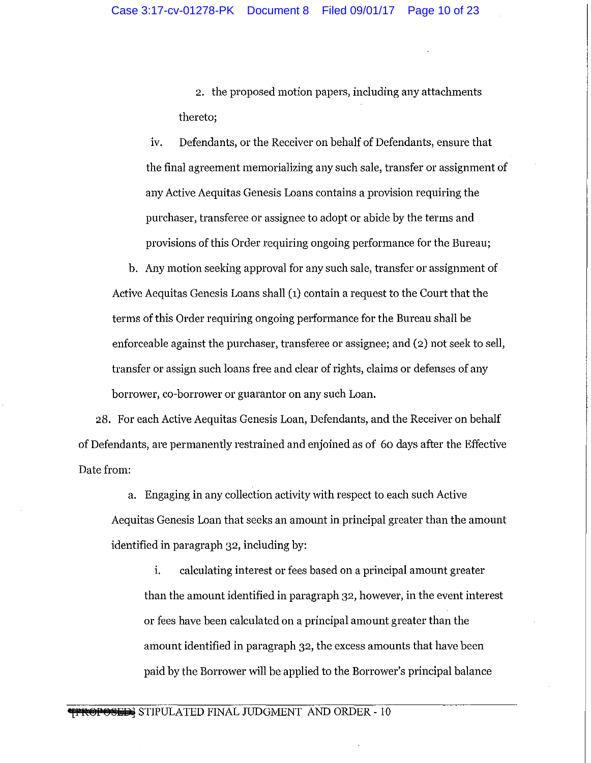2. the proposed motion papers, including any attachments thereto;

iv. Defendants, or the Receiver on behalf of Defendants, ensure that the final agreement memorializing any such sale, transfer or assignment of any Active Aequitas Genesis Loans contains a provision requiring the purchaser, transferee or assignee to adopt or abide by the terms and provisions of this Order requiring ongoing performance for the Bureau;

b. Any motion seeking approval for any such sale, transfer or assignment of Active Aequitas Genesis Loans shall (1) contain a request to the Court that the terms of this Order requiring ongoing performance for the Bureau shall be enforceable against the purchaser, transferee or assignee; and (2) not seek to sell, transfer or assign such loans free and clear of rights, claims or defenses of any borrower, co-borrower or guarantor on any such Loan.

28. For each Active Aequitas Genesis Loan, Defendants, and the Receiver on behalf of Defendants, are permanently restrained and enjoined as of 60 days after the Effective Date from:

a. Engaging in any collection activity with respect to each such Active Aequitas Genesis Loan that seeks an amount in principal greater than the amount identified in paragraph 32, including by:

i. calculating interest or fees based on a principal amount greater than the amount identified in paragraph 32, however, in the event interest or fees have been calculated on a principal amount greater than the amount identified in paragraph 32, the excess amounts that have been paid by the Borrower will be applied to the Borrower's principal balance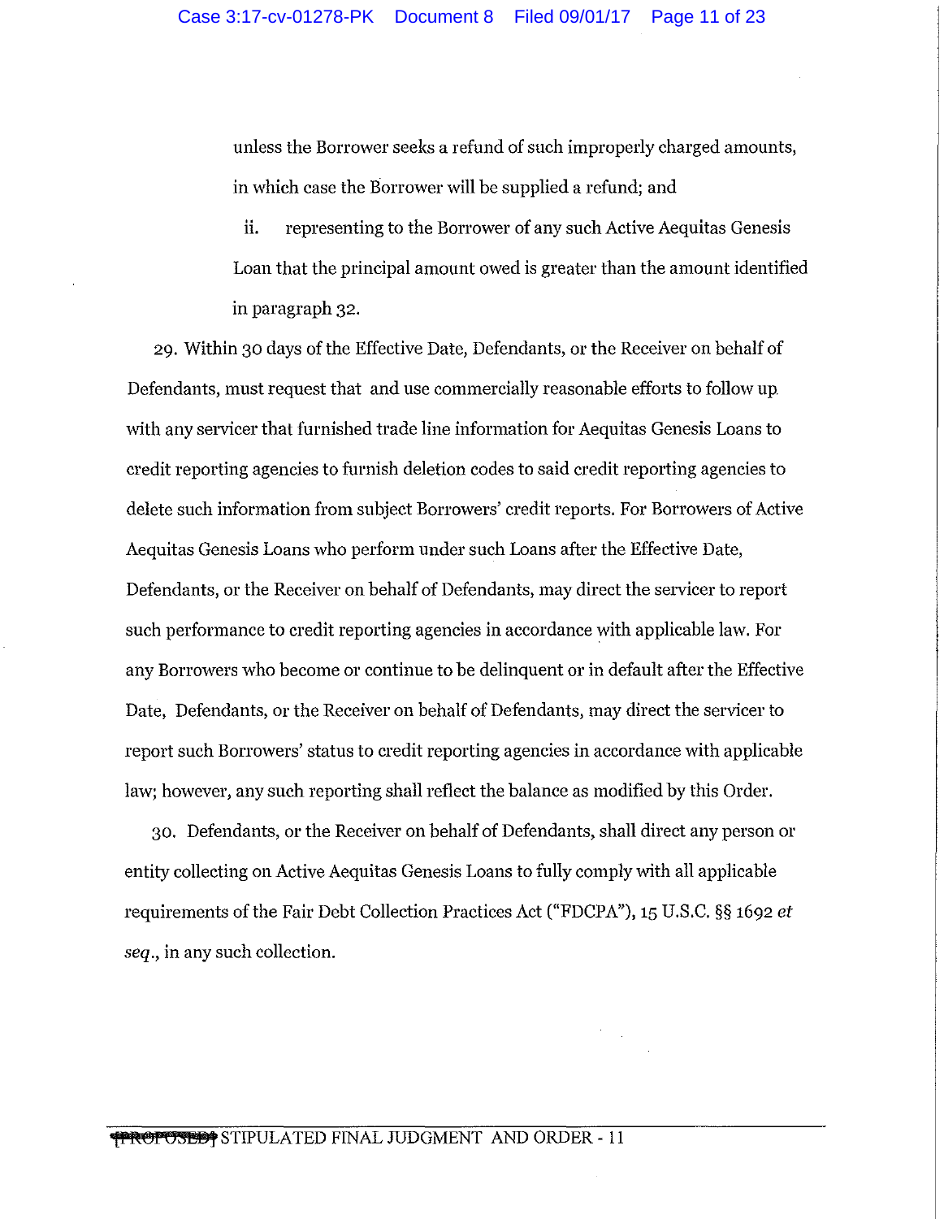unless the Borrower seeks a refund of such improperly charged amounts, in which case the Borrower will be supplied a refund; and

ii. representing to the Borrower of any such Active Aequitas Genesis Loan that the principal amount owed is greater than the amount identified in paragraph 32.

29. Within 30 days of the Effective Date, Defendants, or the Receiver on behalf of Defendants, must request that and use commercially reasonable efforts to follow up with any servicer that furnished trade line information for Aequitas Genesis Loans to credit reporting agencies to furnish deletion codes to said credit reporting agencies to delete such information from subject Borrowers' credit reports. For Borrowers of Active Aequitas Genesis Loans who perform under such Loans after the Effective Date, Defendants, or the Receiver on behalf of Defendants, may direct the servicer to report such performance to credit reporting agencies in accordance with applicable law. For any Borrowers who become or continue to be delinquent or in default after the Effective Date, Defendants, or the Receiver on behalf of Defendants, may direct the servicer to report such Borrowers' status to credit reporting agencies in accordance with applicable law; however, any such reporting shall reflect the balance as modified by this Order.

30. Defendants, or the Receiver on behalf of Defendants, shall direct any person or entity collecting on Active Aequitas Genesis Loans to fully comply with all applicable requirements of the Fair Debt Collection Practices Act ("FDCPA"), 15 U.S.C. §§ 1692 *et seq.*, in any such collection.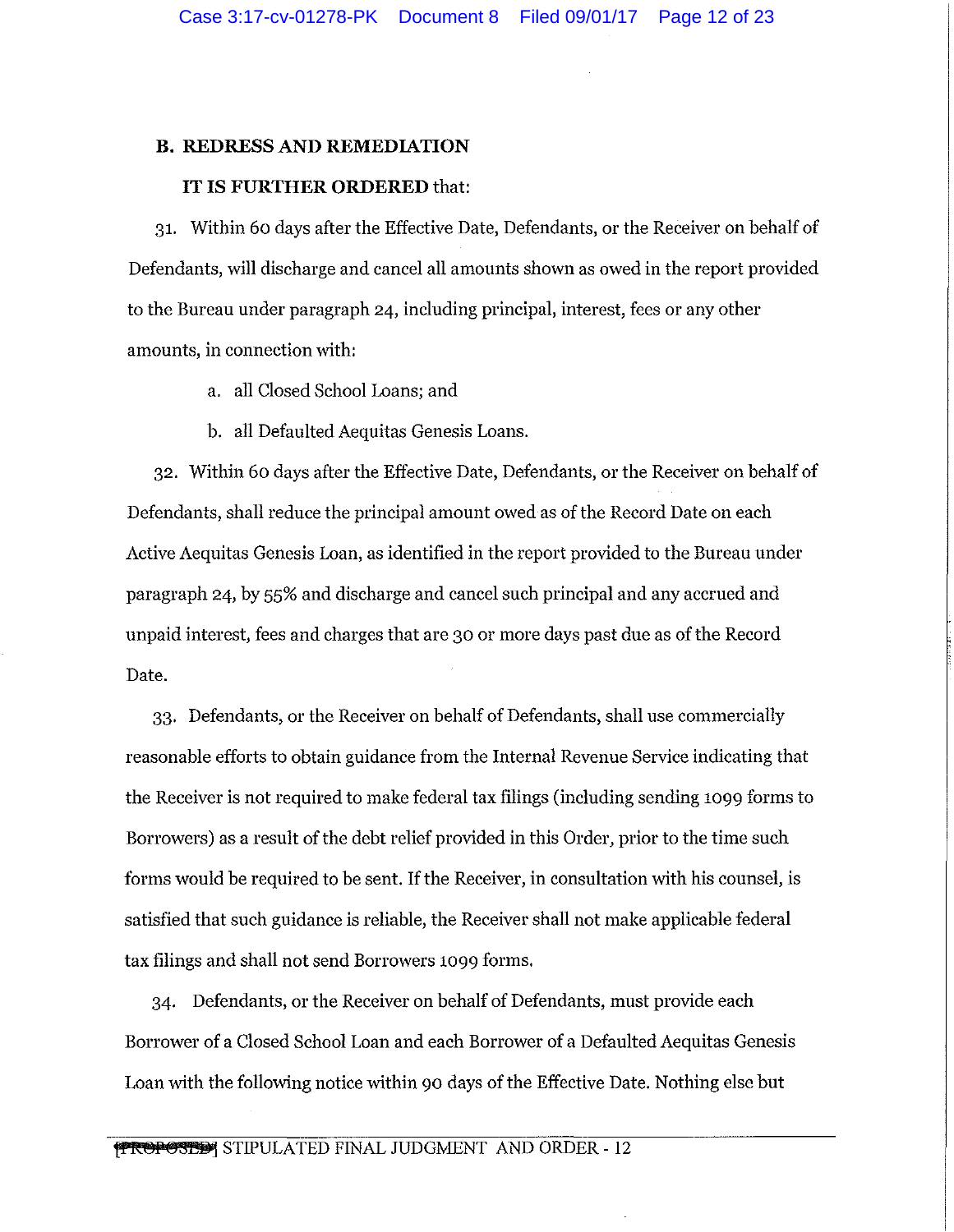## B. REDRESS AND REMEDIATION

**IT IS FURTHER ORDERED** that:

31. Within 60 days after the Effective Date, Defendants, or the Receiver on behalf of Defendants, will discharge and cancel all amounts shown as owed in the report provided to the Bureau under paragraph 24, including principal, interest, fees or any other amounts, in connection with:

   a. all Closed School Loans; and

   b. all Defaulted Aequitas Genesis Loans.

32. Within 60 days after the Effective Date, Defendants, or the Receiver on behalf of Defendants, shall reduce the principal amount owed as of the Record Date on each Active Aequitas Genesis Loan, as identified in the report provided to the Bureau under paragraph 24, by 55% and discharge and cancel such principal and any accrued and unpaid interest, fees and charges that are 30 or more days past due as of the Record Date.

33. Defendants, or the Receiver on behalf of Defendants, shall use commercially reasonable efforts to obtain guidance from the Internal Revenue Service indicating that the Receiver is not required to make federal tax filings (including sending 1099 forms to Borrowers) as a result of the debt relief provided in this Order, prior to the time such forms would be required to be sent. If the Receiver, in consultation with his counsel, is satisfied that such guidance is reliable, the Receiver shall not make applicable federal tax filings and shall not send Borrowers 1099 forms.

34. Defendants, or the Receiver on behalf of Defendants, must provide each Borrower of a Closed School Loan and each Borrower of a Defaulted Aequitas Genesis Loan with the following notice within 90 days of the Effective Date. Nothing else but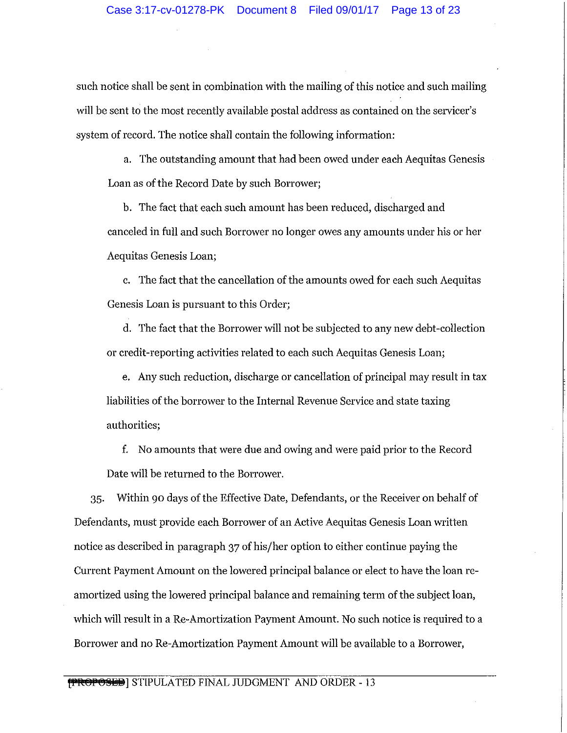such notice shall be sent in combination with the mailing of this notice and such mailing will be sent to the most recently available postal address as contained on the servicer's system of record. The notice shall contain the following information:

a. The outstanding amount that had been owed under each Aequitas Genesis Loan as of the Record Date by such Borrower;

b. The fact that each such amount has been reduced, discharged and canceled in full and such Borrower no longer owes any amounts under his or her Aequitas Genesis Loan;

c. The fact that the cancellation of the amounts owed for each such Aequitas Genesis Loan is pursuant to this Order;

d. The fact that the Borrower will not be subjected to any new debt-collection or credit-reporting activities related to each such Aequitas Genesis Loan;

e. Any such reduction, discharge or cancellation of principal may result in tax liabilities of the borrower to the Internal Revenue Service and state taxing authorities;

f. No amounts that were due and owing and were paid prior to the Record Date will be returned to the Borrower.

35. Within 90 days of the Effective Date, Defendants, or the Receiver on behalf of Defendants, must provide each Borrower of an Active Aequitas Genesis Loan written notice as described in paragraph 37 of his/her option to either continue paying the Current Payment Amount on the lowered principal balance or elect to have the loan re-amortized using the lowered principal balance and remaining term of the subject loan, which will result in a Re-Amortization Payment Amount. No such notice is required to a Borrower and no Re-Amortization Payment Amount will be available to a Borrower,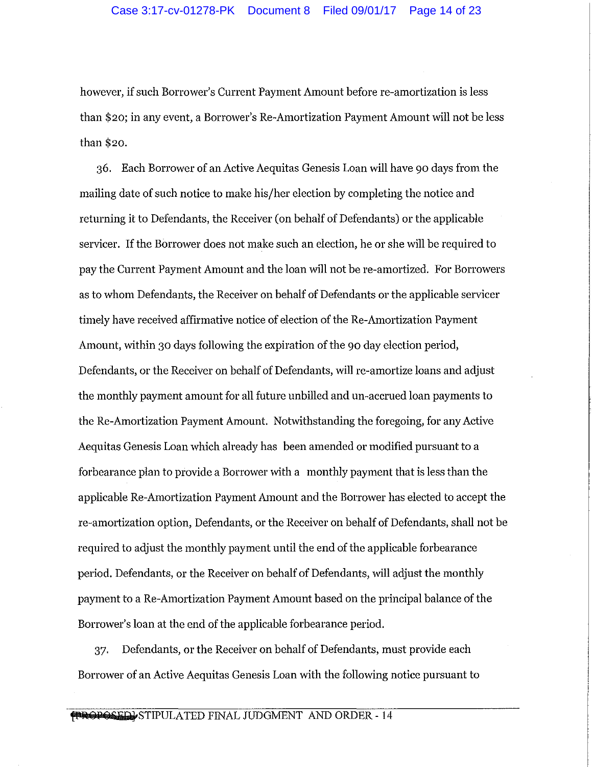however, if such Borrower's Current Payment Amount before re-amortization is less than $20; in any event, a Borrower's Re-Amortization Payment Amount will not be less than $20.

36. Each Borrower of an Active Aequitas Genesis Loan will have 90 days from the mailing date of such notice to make his/her election by completing the notice and returning it to Defendants, the Receiver (on behalf of Defendants) or the applicable servicer. If the Borrower does not make such an election, he or she will be required to pay the Current Payment Amount and the loan will not be re-amortized. For Borrowers as to whom Defendants, the Receiver on behalf of Defendants or the applicable servicer timely have received affirmative notice of election of the Re-Amortization Payment Amount, within 30 days following the expiration of the 90 day election period, Defendants, or the Receiver on behalf of Defendants, will re-amortize loans and adjust the monthly payment amount for all future unbilled and un-accrued loan payments to the Re-Amortization Payment Amount. Notwithstanding the foregoing, for any Active Aequitas Genesis Loan which already has been amended or modified pursuant to a forbearance plan to provide a Borrower with a monthly payment that is less than the applicable Re-Amortization Payment Amount and the Borrower has elected to accept the re-amortization option, Defendants, or the Receiver on behalf of Defendants, shall not be required to adjust the monthly payment until the end of the applicable forbearance period. Defendants, or the Receiver on behalf of Defendants, will adjust the monthly payment to a Re-Amortization Payment Amount based on the principal balance of the Borrower's loan at the end of the applicable forbearance period.

37. Defendants, or the Receiver on behalf of Defendants, must provide each Borrower of an Active Aequitas Genesis Loan with the following notice pursuant to

~~[PROPOSED]~~ STIPULATED FINAL JUDGMENT AND ORDER - 14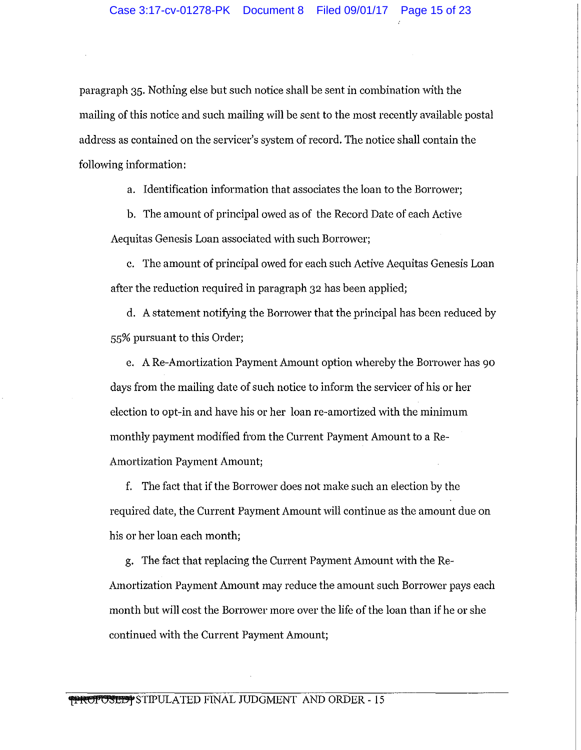paragraph 35. Nothing else but such notice shall be sent in combination with the mailing of this notice and such mailing will be sent to the most recently available postal address as contained on the servicer's system of record. The notice shall contain the following information:

a. Identification information that associates the loan to the Borrower;

b. The amount of principal owed as of the Record Date of each Active Aequitas Genesis Loan associated with such Borrower;

c. The amount of principal owed for each such Active Aequitas Genesis Loan after the reduction required in paragraph 32 has been applied;

d. A statement notifying the Borrower that the principal has been reduced by 55% pursuant to this Order;

e. A Re-Amortization Payment Amount option whereby the Borrower has 90 days from the mailing date of such notice to inform the servicer of his or her election to opt-in and have his or her loan re-amortized with the minimum monthly payment modified from the Current Payment Amount to a Re-Amortization Payment Amount;

f. The fact that if the Borrower does not make such an election by the required date, the Current Payment Amount will continue as the amount due on his or her loan each month;

g. The fact that replacing the Current Payment Amount with the Re-Amortization Payment Amount may reduce the amount such Borrower pays each month but will cost the Borrower more over the life of the loan than if he or she continued with the Current Payment Amount;

~~[PROPOSED]~~ STIPULATED FINAL JUDGMENT AND ORDER - 15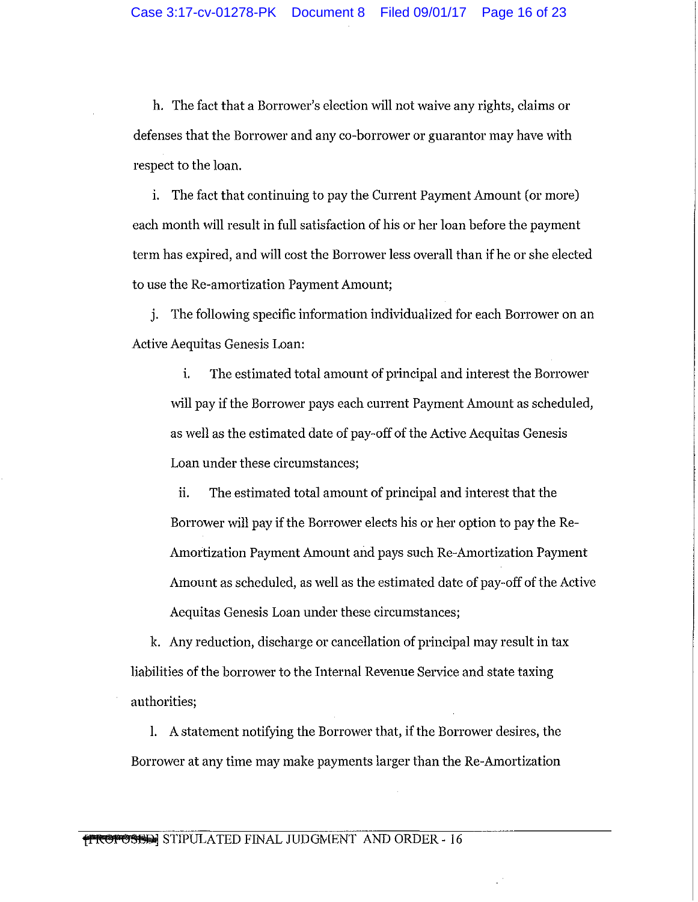h. The fact that a Borrower's election will not waive any rights, claims or defenses that the Borrower and any co-borrower or guarantor may have with respect to the loan.

i. The fact that continuing to pay the Current Payment Amount (or more) each month will result in full satisfaction of his or her loan before the payment term has expired, and will cost the Borrower less overall than if he or she elected to use the Re-amortization Payment Amount;

j. The following specific information individualized for each Borrower on an Active Aequitas Genesis Loan:

i. The estimated total amount of principal and interest the Borrower will pay if the Borrower pays each current Payment Amount as scheduled, as well as the estimated date of pay-off of the Active Aequitas Genesis Loan under these circumstances;

ii. The estimated total amount of principal and interest that the Borrower will pay if the Borrower elects his or her option to pay the Re-Amortization Payment Amount and pays such Re-Amortization Payment Amount as scheduled, as well as the estimated date of pay-off of the Active Aequitas Genesis Loan under these circumstances;

k. Any reduction, discharge or cancellation of principal may result in tax liabilities of the borrower to the Internal Revenue Service and state taxing authorities;

l. A statement notifying the Borrower that, if the Borrower desires, the Borrower at any time may make payments larger than the Re-Amortization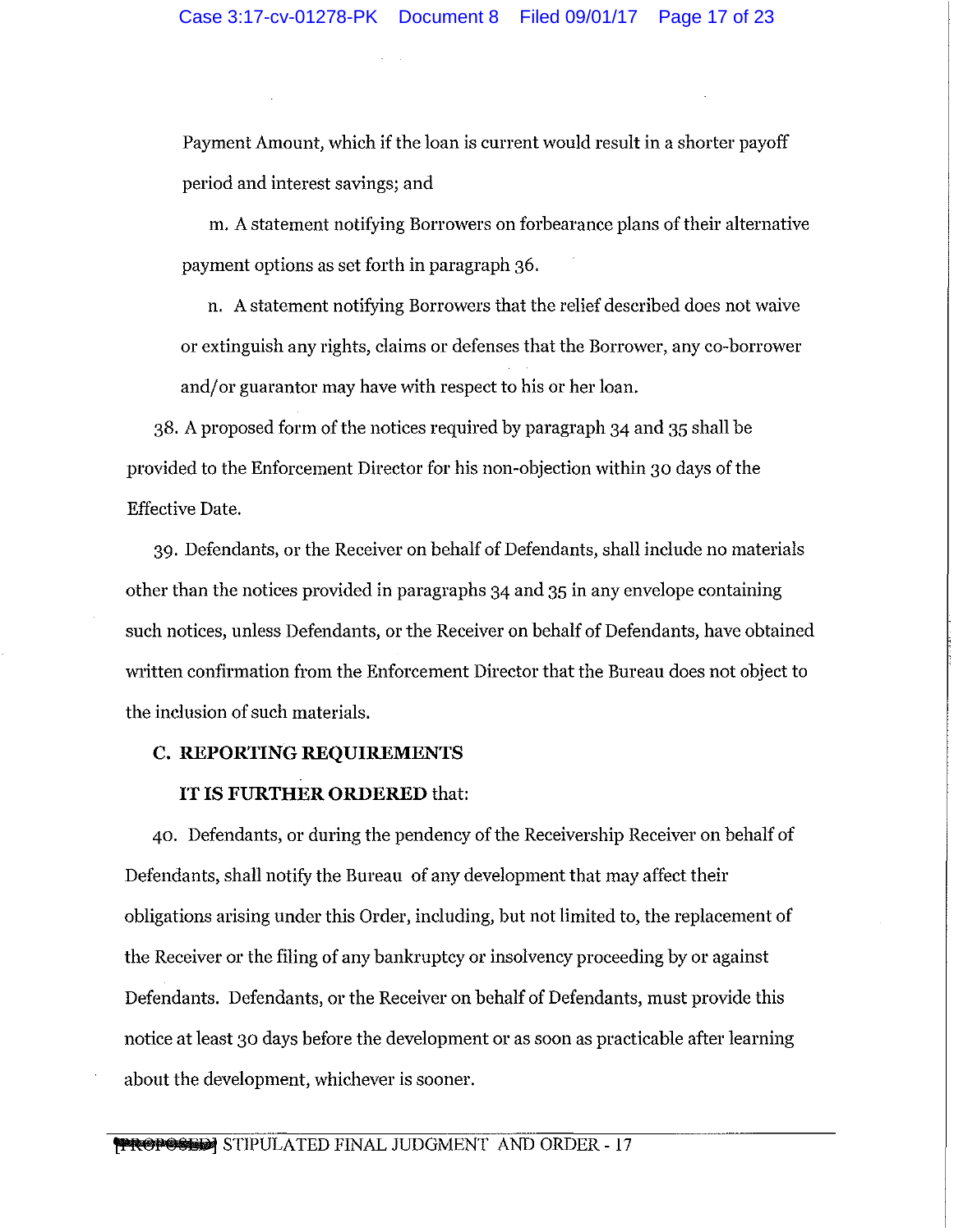Payment Amount, which if the loan is current would result in a shorter payoff period and interest savings; and

m. A statement notifying Borrowers on forbearance plans of their alternative payment options as set forth in paragraph 36.

n. A statement notifying Borrowers that the relief described does not waive or extinguish any rights, claims or defenses that the Borrower, any co-borrower and/or guarantor may have with respect to his or her loan.

38. A proposed form of the notices required by paragraph 34 and 35 shall be provided to the Enforcement Director for his non-objection within 30 days of the Effective Date.

39. Defendants, or the Receiver on behalf of Defendants, shall include no materials other than the notices provided in paragraphs 34 and 35 in any envelope containing such notices, unless Defendants, or the Receiver on behalf of Defendants, have obtained written confirmation from the Enforcement Director that the Bureau does not object to the inclusion of such materials.

## C. REPORTING REQUIREMENTS

**IT IS FURTHER ORDERED** that:

40. Defendants, or during the pendency of the Receivership Receiver on behalf of Defendants, shall notify the Bureau of any development that may affect their obligations arising under this Order, including, but not limited to, the replacement of the Receiver or the filing of any bankruptcy or insolvency proceeding by or against Defendants. Defendants, or the Receiver on behalf of Defendants, must provide this notice at least 30 days before the development or as soon as practicable after learning about the development, whichever is sooner.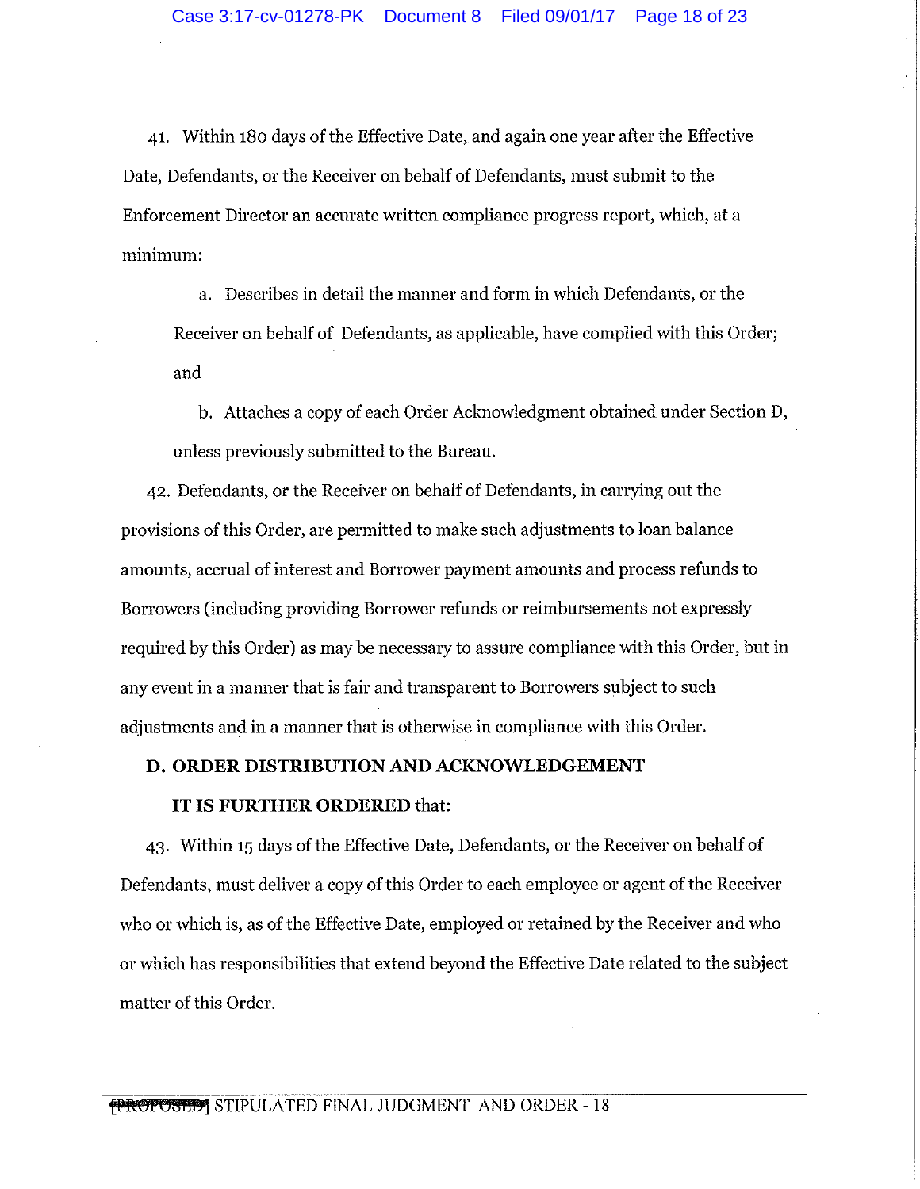41. Within 180 days of the Effective Date, and again one year after the Effective Date, Defendants, or the Receiver on behalf of Defendants, must submit to the Enforcement Director an accurate written compliance progress report, which, at a minimum:

a. Describes in detail the manner and form in which Defendants, or the Receiver on behalf of Defendants, as applicable, have complied with this Order; and

b. Attaches a copy of each Order Acknowledgment obtained under Section D, unless previously submitted to the Bureau.

42. Defendants, or the Receiver on behalf of Defendants, in carrying out the provisions of this Order, are permitted to make such adjustments to loan balance amounts, accrual of interest and Borrower payment amounts and process refunds to Borrowers (including providing Borrower refunds or reimbursements not expressly required by this Order) as may be necessary to assure compliance with this Order, but in any event in a manner that is fair and transparent to Borrowers subject to such adjustments and in a manner that is otherwise in compliance with this Order.

**D. ORDER DISTRIBUTION AND ACKNOWLEDGEMENT**

**IT IS FURTHER ORDERED** that:

43. Within 15 days of the Effective Date, Defendants, or the Receiver on behalf of Defendants, must deliver a copy of this Order to each employee or agent of the Receiver who or which is, as of the Effective Date, employed or retained by the Receiver and who or which has responsibilities that extend beyond the Effective Date related to the subject matter of this Order.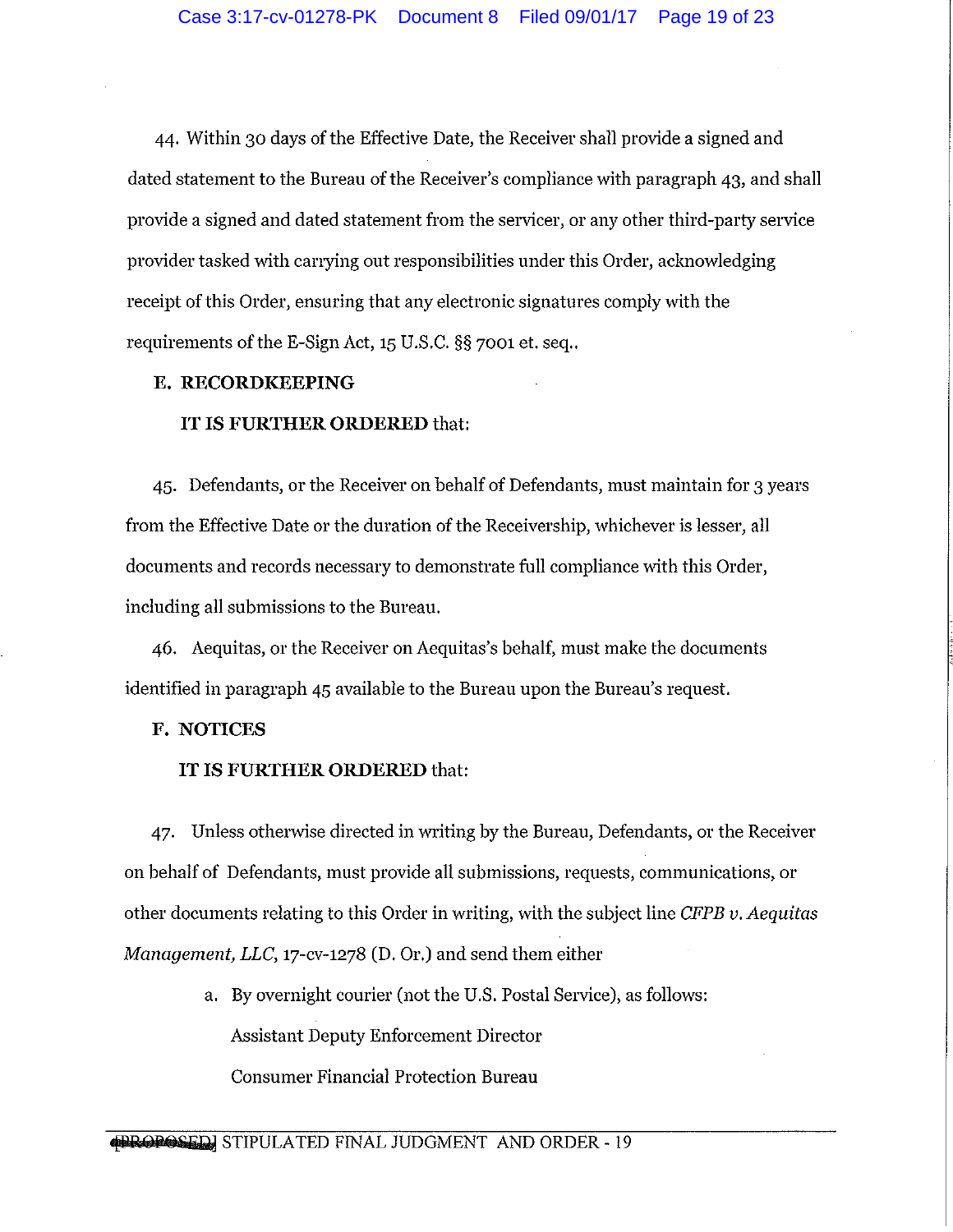44. Within 30 days of the Effective Date, the Receiver shall provide a signed and dated statement to the Bureau of the Receiver's compliance with paragraph 43, and shall provide a signed and dated statement from the servicer, or any other third-party service provider tasked with carrying out responsibilities under this Order, acknowledging receipt of this Order, ensuring that any electronic signatures comply with the requirements of the E-Sign Act, 15 U.S.C. §§ 7001 et. seq..

**E. RECORDKEEPING**

**IT IS FURTHER ORDERED** that:

45. Defendants, or the Receiver on behalf of Defendants, must maintain for 3 years from the Effective Date or the duration of the Receivership, whichever is lesser, all documents and records necessary to demonstrate full compliance with this Order, including all submissions to the Bureau.

46. Aequitas, or the Receiver on Aequitas's behalf, must make the documents identified in paragraph 45 available to the Bureau upon the Bureau's request.

**F. NOTICES**

**IT IS FURTHER ORDERED** that:

47. Unless otherwise directed in writing by the Bureau, Defendants, or the Receiver on behalf of Defendants, must provide all submissions, requests, communications, or other documents relating to this Order in writing, with the subject line *CFPB v. Aequitas Management, LLC*, 17-cv-1278 (D. Or.) and send them either

   a. By overnight courier (not the U.S. Postal Service), as follows:

      Assistant Deputy Enforcement Director

      Consumer Financial Protection Bureau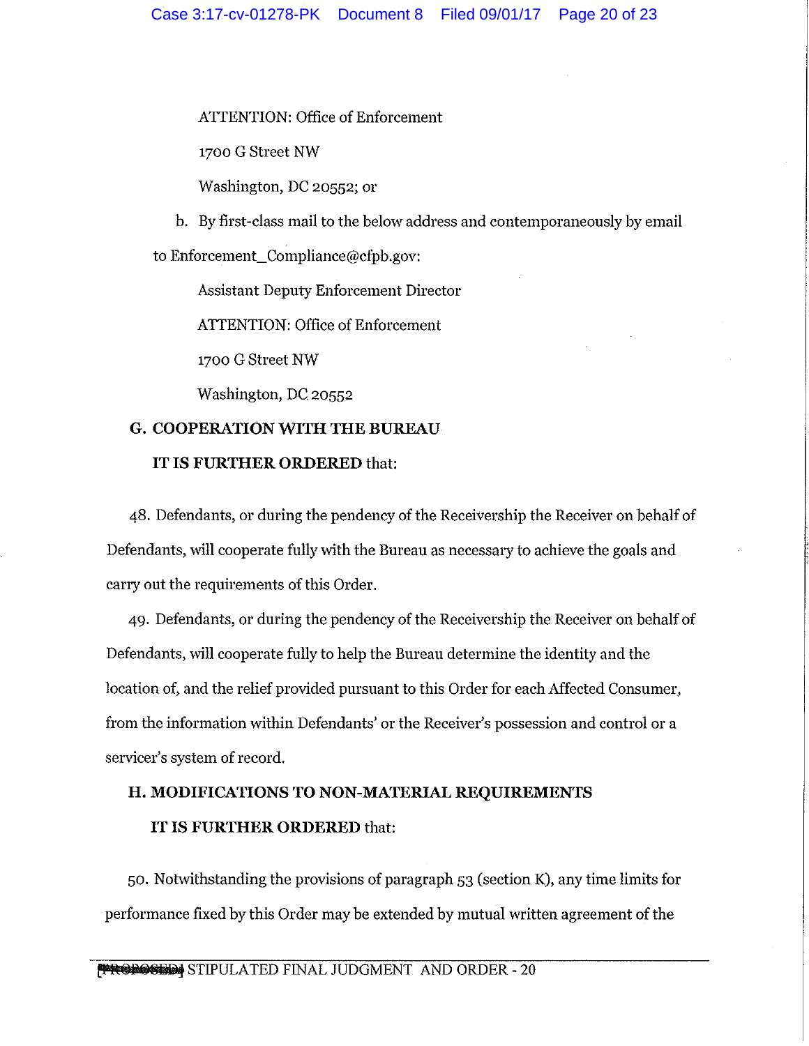ATTENTION: Office of Enforcement

1700 G Street NW

Washington, DC 20552; or

b. By first-class mail to the below address and contemporaneously by email to Enforcement_Compliance@cfpb.gov:

Assistant Deputy Enforcement Director

ATTENTION: Office of Enforcement

1700 G Street NW

Washington, DC 20552

## G. COOPERATION WITH THE BUREAU

**IT IS FURTHER ORDERED** that:

48. Defendants, or during the pendency of the Receivership the Receiver on behalf of Defendants, will cooperate fully with the Bureau as necessary to achieve the goals and carry out the requirements of this Order.

49. Defendants, or during the pendency of the Receivership the Receiver on behalf of Defendants, will cooperate fully to help the Bureau determine the identity and the location of, and the relief provided pursuant to this Order for each Affected Consumer, from the information within Defendants' or the Receiver's possession and control or a servicer's system of record.

## H. MODIFICATIONS TO NON-MATERIAL REQUIREMENTS

**IT IS FURTHER ORDERED** that:

50. Notwithstanding the provisions of paragraph 53 (section K), any time limits for performance fixed by this Order may be extended by mutual written agreement of the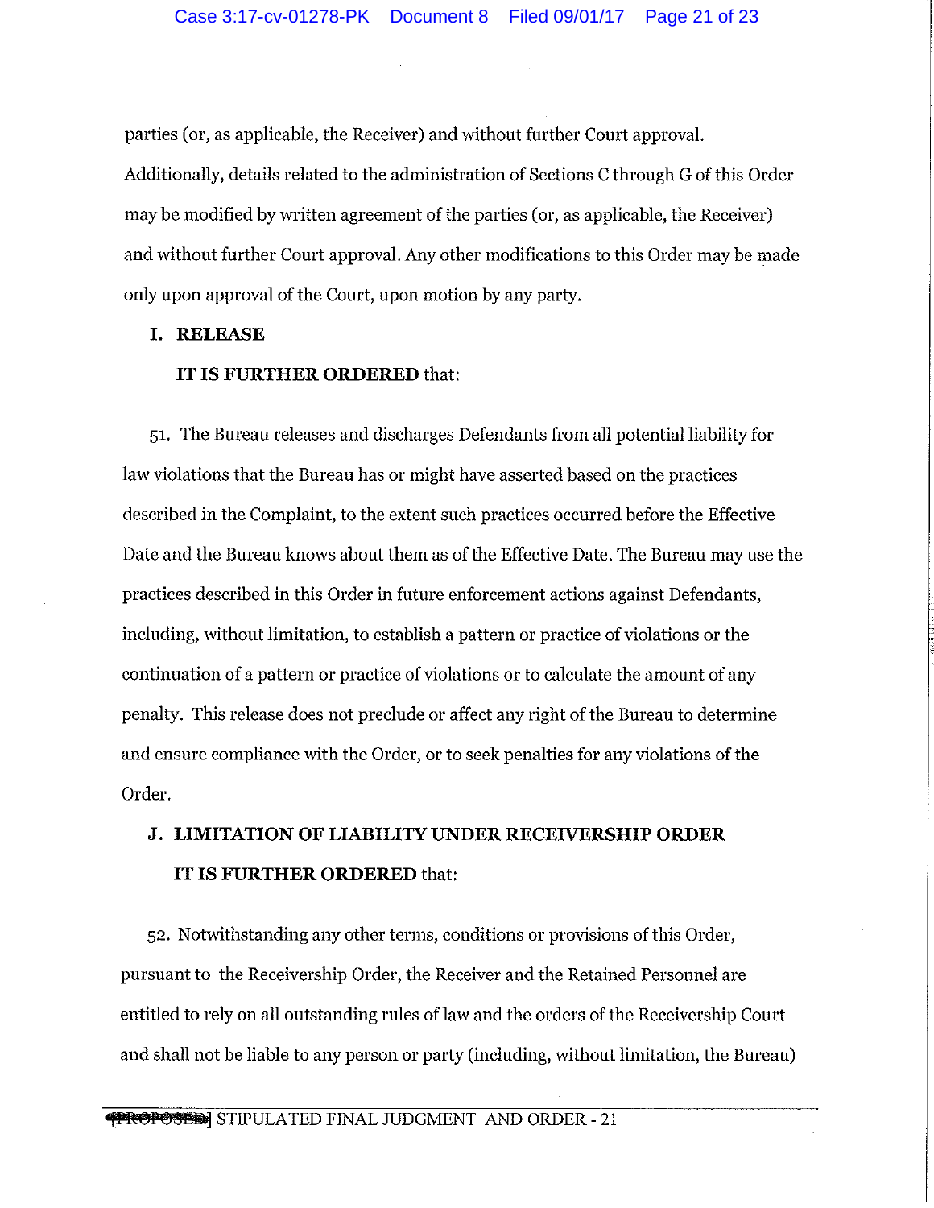parties (or, as applicable, the Receiver) and without further Court approval. Additionally, details related to the administration of Sections C through G of this Order may be modified by written agreement of the parties (or, as applicable, the Receiver) and without further Court approval. Any other modifications to this Order may be made only upon approval of the Court, upon motion by any party.

## I. RELEASE

**IT IS FURTHER ORDERED** that:

51. The Bureau releases and discharges Defendants from all potential liability for law violations that the Bureau has or might have asserted based on the practices described in the Complaint, to the extent such practices occurred before the Effective Date and the Bureau knows about them as of the Effective Date. The Bureau may use the practices described in this Order in future enforcement actions against Defendants, including, without limitation, to establish a pattern or practice of violations or the continuation of a pattern or practice of violations or to calculate the amount of any penalty. This release does not preclude or affect any right of the Bureau to determine and ensure compliance with the Order, or to seek penalties for any violations of the Order.

## J. LIMITATION OF LIABILITY UNDER RECEIVERSHIP ORDER

**IT IS FURTHER ORDERED** that:

52. Notwithstanding any other terms, conditions or provisions of this Order, pursuant to the Receivership Order, the Receiver and the Retained Personnel are entitled to rely on all outstanding rules of law and the orders of the Receivership Court and shall not be liable to any person or party (including, without limitation, the Bureau)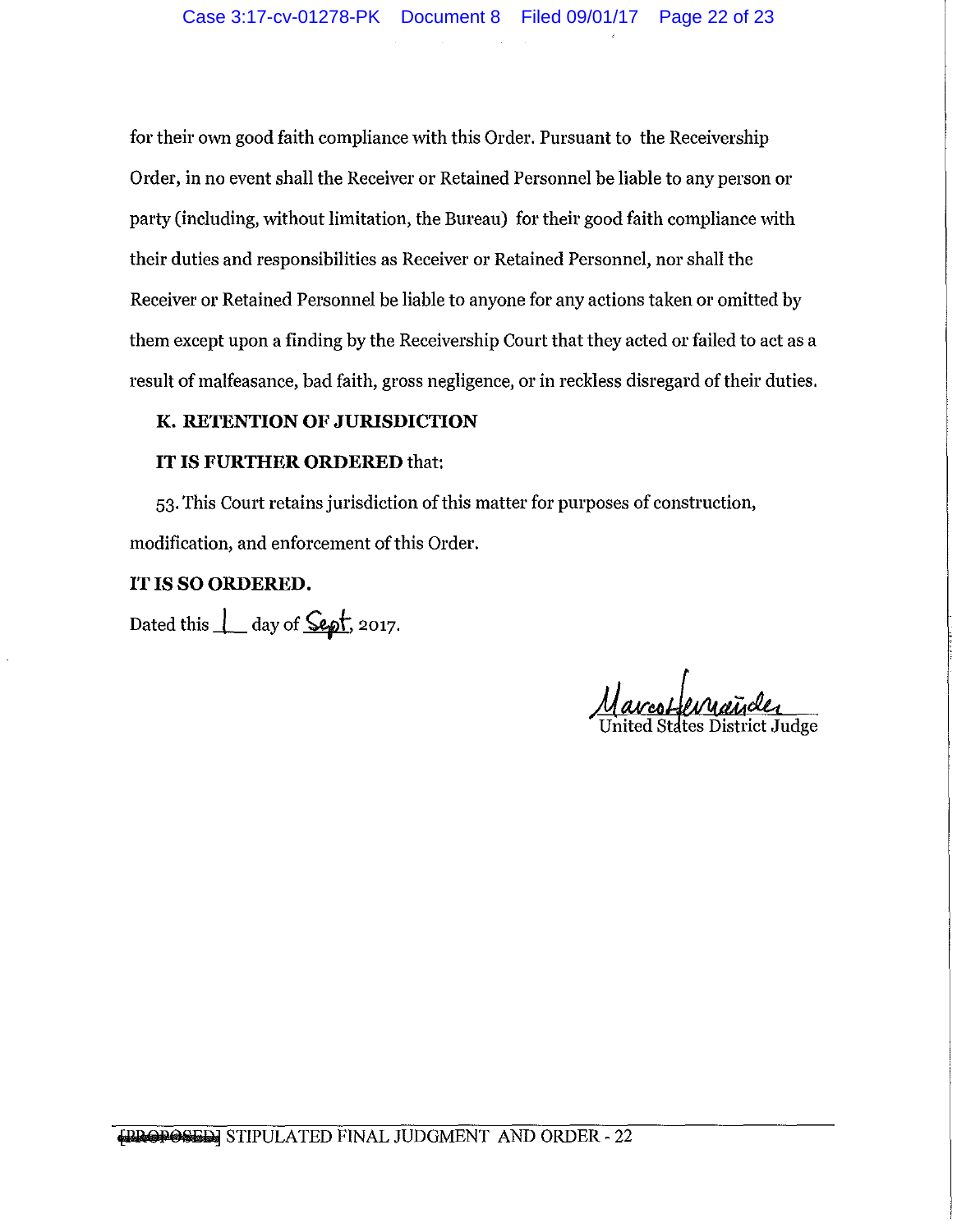for their own good faith compliance with this Order. Pursuant to the Receivership Order, in no event shall the Receiver or Retained Personnel be liable to any person or party (including, without limitation, the Bureau) for their good faith compliance with their duties and responsibilities as Receiver or Retained Personnel, nor shall the Receiver or Retained Personnel be liable to anyone for any actions taken or omitted by them except upon a finding by the Receivership Court that they acted or failed to act as a result of malfeasance, bad faith, gross negligence, or in reckless disregard of their duties.

**K. RETENTION OF JURISDICTION**

**IT IS FURTHER ORDERED** that:

53. This Court retains jurisdiction of this matter for purposes of construction, modification, and enforcement of this Order.

**IT IS SO ORDERED.**

Dated this 1 day of Sept, 2017.

Marco Hernandez
United States District Judge

~~[PROPOSED]~~ STIPULATED FINAL JUDGMENT AND ORDER - 22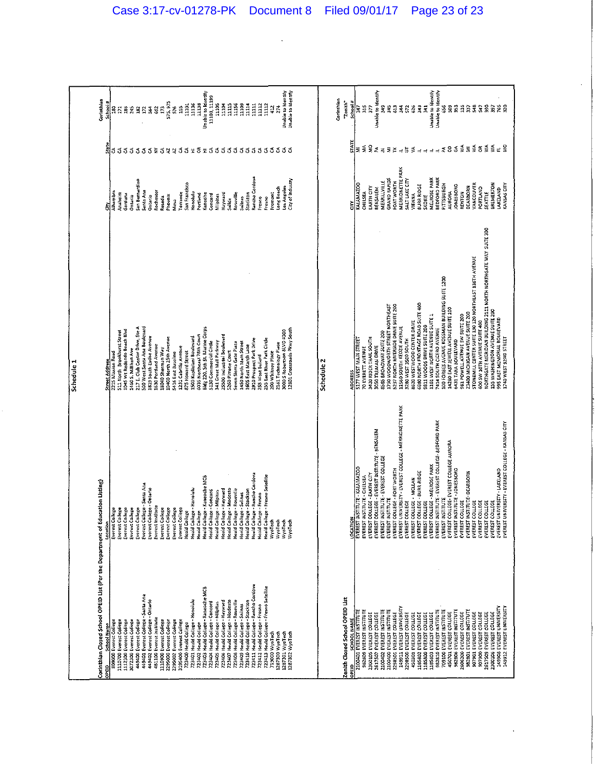# Schedule 1

## Corinthian Closed School OPEID List (Per the Department of Education Listing)

| OPEID | School Name | Location | Street Address | City | State | Corinthian School # |
|---|---|---|---|---|---|---|
| 809000 | Everest College | Everest College | 2215 Mission Road | Alhambra | CA | 180 |
| 1110700 | Everest College | Everest College | 511 North Brookhurst Street | Anaheim | CA | 171 |
| 1112300 | Everest College | Everest College | 1045 W Redondo Beach Blvd | Gardena | CA | 186 |
| 3072300 | Everest College | Everest College | 1460 S. Milliken Ave | Ontario | CA | 245 |
| 449400 | Everest College | Everest College | 217 E. Club Center Drive, Ste A | San Bernardino | CA | 182 |
| 449401 | Everest College - Santa Ana | Everest College - Santa Ana | 500 West Santa Ana Boulevard | Santa Ana | CA | 172 |
| 449402 | Everest College - Ontario | Everest College - Ontario | 1819 South Excise Avenue | Ontario | CA | 564 |
| 481100 | Everest Institute | Everest Institute | 1630 Portland Avenue | Rochester | NY | 182 |
| 1110900 | Everest College | Everest College | 18040 Sherman Way | Reseda | CA | 692 |
| 2295000 | Everest College | Everest College | 10400 North 25th Avenue | Phoenix | AZ | 173 |
| 2295002 | Everest College | Everest College | 5416 East Baseline | Mesa | AZ | 575, 975 |
| 3195400 | Everest College | Everest College | 1231 Cabrillo Avenue | Torrance | CA | 576 |
| 723400 | Heald College | Heald College | 875 Howard Street | San Francisco | CA | 155 |
| 723401 | Heald College - Honolulu | Heald College - Honolulu | 1500 Kapiolani Boulevard | Honolulu | HI | 1110, 1136 |
| 723402 | Heald College | Heald College | 6035 Northeast 78th Court | Portland | OR | 1138 |
| 723403 | Heald College - Kaneohe MCB | Heald College - Kaneohe MCB | Bldg 220, 5th St. Marine Corps | Kaneohe | HI | Unable to Identify |
| 723404 | Heald College - Concord | Heald College - Concord | 5130 Commercial Circle | Concord | CA | 11103, 11199 |
| 723405 | Heald College - Milpitas | Heald College - Milpitas | 341 Great Mall Parkway | Milpitas | CA | 1106 |
| 723406 | Heald College - Hayward | Heald College - Hayward | 25500 Industrial Boulevard | Hayward | CA | 1104 |
| 723407 | Heald College - Modesto | Heald College - Modesto | 5260 Pirrone Court | Salida | CA | 11115 |
| 723408 | Heald College - Roseville | Heald College - Roseville | Seven Sierra Gate Plaza | Roseville | CA | 11156 |
| 723409 | Heald College - Salinas | Heald College - Salinas | 1450 North Main Street | Salinas | CA | 11109 |
| 723410 | Heald College - Stockton | Heald College - Stockton | 1605 East March Lane | Stockton | CA | 11114 |
| 723411 | Heald College - Rancho Cordova | Heald College - Rancho Cordova | 2910 Prospect Park Drive | Rancho Cordova | CA | 11111 |
| 723412 | Heald College - Fresno | Heald College - Fresno | 255 West Bullard | Fresno | CA | 11112 |
| 723413 | Heald College - Fresno Satellite | Heald College - Fresno Satellite | 255 East River Park Circle | Fresno | CA | 11112 |
| 719500 | WyoTech | WyoTech | 200 Whitney Place | Fremont | CA | 412 |
| 1287300 | WyoTech | WyoTech | 2161 Technology Place | Long Beach | CA | 274 |
| 1287301 | WyoTech | WyoTech | 3000 S Robertson BLVD #300 | Los Angeles | CA | Unable to Identify |
| 1287302 | WyoTech | WyoTech | 12801 Crossroads Pkwy South | City of Industry | CA | Unable to Identify |

# Schedule 2

## Zenith Closed School OPEID List

| OPEID | SCHOOL NAME | LOCATION | ADDRESS | CITY | STATE | Corinthian "Zenith" School # |
|---|---|---|---|---|---|---|
| 2100401 | EVEREST INSTITUTE | EVEREST INSTITUTE - KALAMAZOO | 5177 WEST MAIN STREET | KALAMAZOO | MI | 347 |
| 982809 | EVEREST INSTITUTE | EVEREST INSTITUTE - CHELSEA | 70 EVERETT AVENUE | CHELSEA | MA | 315 |
| 2300105 | EVEREST COLLEGE | EVEREST COLLEGE - EARTH CITY | 3420 RIDER TRAIL SOUTH | EARTH CITY | MO | 377 |
| 2617507 | EVEREST COLLEGE | EVEREST COLLEGE - EVEREST INSTITUTE - BENSALEM | 3050 TILLMAN DRIVE | BENSALEM | PA | Unable to Identify |
| 2100402 | EVEREST INSTITUTE | EVEREST INSTITUTE - EVEREST COLLEGE | 8585 BROADWAY SUITE 200 | MERRILLVILLE | IN | 349 |
| 2100400 | EVEREST INSTITUTE | EVEREST INSTITUTE | 1750 WOODWORTH STREET NORTHEAST | GRAND RAPIDS | MI | 345 |
| 2298500 | EVEREST COLLEGE | EVEREST COLLEGE - FORT WORTH | 5237 NORTH RIVERSIDE DRIVE SUITE 200 | FORT WORTH | TX | 613 |
| 149911 | EVEREST UNIVERSITY | EVEREST UNIVERSITY - EVEREST COLLEGE - MERRIONETTE PARK | 11560 SOUTH KEDZIE AVENUE | MERRIONETTE PARK | IL | 344 |
| 2298500 | EVEREST COLLEGE | EVEREST COLLEGE | 3280 WEST 3500 SOUTH | SALT LAKE CITY | UT | 572 |
| 450301 | EVEREST COLLEGE | EVEREST COLLEGE - MCLEAN | 8620 WESTWOOD CENTER DRIVE | VIENNA | VA | 626 |
| 1185802 | EVEREST COLLEGE | EVEREST COLLEGE - BURR RIDGE | 6880 NORTH FRONTAGE ROAD SUITE 400 | BURR RIDGE | IL | 343 |
| 1185800 | EVEREST COLLEGE | EVEREST COLLEGE | 9811 WOODS DRIVE SUITE 200 | SKOKIE | IL | 341 |
| 1185803 | EVEREST COLLEGE | EVEREST COLLEGE - MELROSE PARK | 1101 WEST NORTH AVENUE SUITE 1 | MELROSE PARK | IL | Unable to Identify |
| 982810 | EVEREST INSTITUTE | EVEREST INSTITUTE - EVEREST COLLEGE - BEDFORD PARK | 7414 SOUTH CICERO AVENUE | BEDFORD PARK | IL | Unable to Identify |
| 709100 | EVEREST INSTITUTE | EVEREST INSTITUTE | 100 FORBES AVENUE KOSSMAN BUILDING SUITE 1200 | PITTSBURGH | PA | 656 |
| 450701 | EVEREST COLLEGE | EVEREST COLLEGE- EVEREST COLLEGE AURORA | 14280 EAST JEWELL AVENUE SUITE 100 | AURORA | CO | 509 |
| 982806 | EVEREST INSTITUTE | EVEREST INSTITUTE - JONESBORO | 6431 TARA BOULEVARD | JONESBORO | GA | 353 |
| 2606200 | EVEREST COLLEGE | EVEREST COLLEGE | 981 POWELL AVENUE SW SUITE 200 | RENTON | WA | 116 |
| 982801 | EVEREST INSTITUTE | EVEREST INSTITUTE - DEARBORN | 23400 MICHIGAN AVENUE SUITE 200 | DEARBORN | MI | 337 |
| 907901 | EVEREST COLLEGE | EVEREST COLLEGE | 120 NORTHEAST 136TH AVENUE SUITE 130 | VANCOUVER | WA | 548 |
| 907900 | EVEREST COLLEGE | EVEREST COLLEGE | 600 SW 10TH AVENUE SUITE 400 | PORTLAND | OR | 547 |
| 2617509 | EVEREST COLLEGE | EVEREST COLLEGE | NORTHGATE MERIDIAN BUILDING 2111 NORTH NORTHGATE WAY SUITE 300 | SEATTLE | WA | 390 |
| 2300106 | EVEREST COLLEGE | EVEREST COLLEGE | 155 WASHINGTON AVENUE SUITE 200 | BREMERTON | WA | 397 |
| 149908 | EVEREST UNIVERSITY | EVEREST UNIVERSITY - LAKELAND | 995 EAST MEMORIAL BOULEVARD | LAKELAND | FL | 765 |
| 149912 | EVEREST UNIVERSITY | EVEREST UNIVERSITY - EVEREST COLLEGE - KANSAS CITY | 1740 WEST 92ND STREET | KANSAS CITY | MO | 320 |